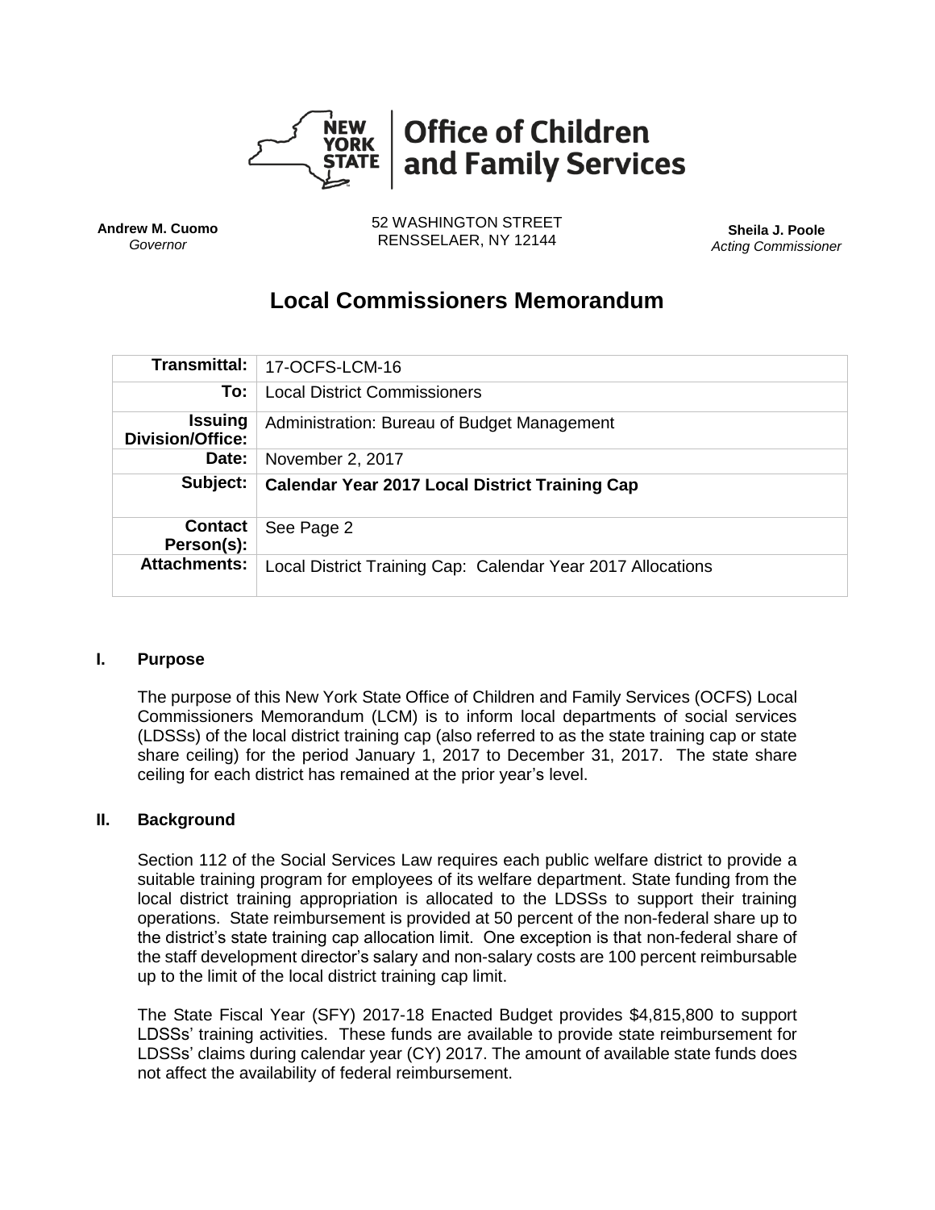**Office of Children and Family Services**

NEW YORK STATE

**Andrew M. Cuomo**
*Governor*

52 WASHINGTON STREET
RENSSELAER, NY 12144

**Sheila J. Poole**
*Acting Commissioner*

# Local Commissioners Memorandum

| | |
|---|---|
| **Transmittal:** | 17-OCFS-LCM-16 |
| **To:** | Local District Commissioners |
| **Issuing Division/Office:** | Administration: Bureau of Budget Management |
| **Date:** | November 2, 2017 |
| **Subject:** | **Calendar Year 2017 Local District Training Cap** |
| **Contact Person(s):** | See Page 2 |
| **Attachments:** | Local District Training Cap: Calendar Year 2017 Allocations |

## I. Purpose

The purpose of this New York State Office of Children and Family Services (OCFS) Local Commissioners Memorandum (LCM) is to inform local departments of social services (LDSSs) of the local district training cap (also referred to as the state training cap or state share ceiling) for the period January 1, 2017 to December 31, 2017. The state share ceiling for each district has remained at the prior year's level.

## II. Background

Section 112 of the Social Services Law requires each public welfare district to provide a suitable training program for employees of its welfare department. State funding from the local district training appropriation is allocated to the LDSSs to support their training operations. State reimbursement is provided at 50 percent of the non-federal share up to the district's state training cap allocation limit. One exception is that non-federal share of the staff development director's salary and non-salary costs are 100 percent reimbursable up to the limit of the local district training cap limit.

The State Fiscal Year (SFY) 2017-18 Enacted Budget provides $4,815,800 to support LDSSs' training activities. These funds are available to provide state reimbursement for LDSSs' claims during calendar year (CY) 2017. The amount of available state funds does not affect the availability of federal reimbursement.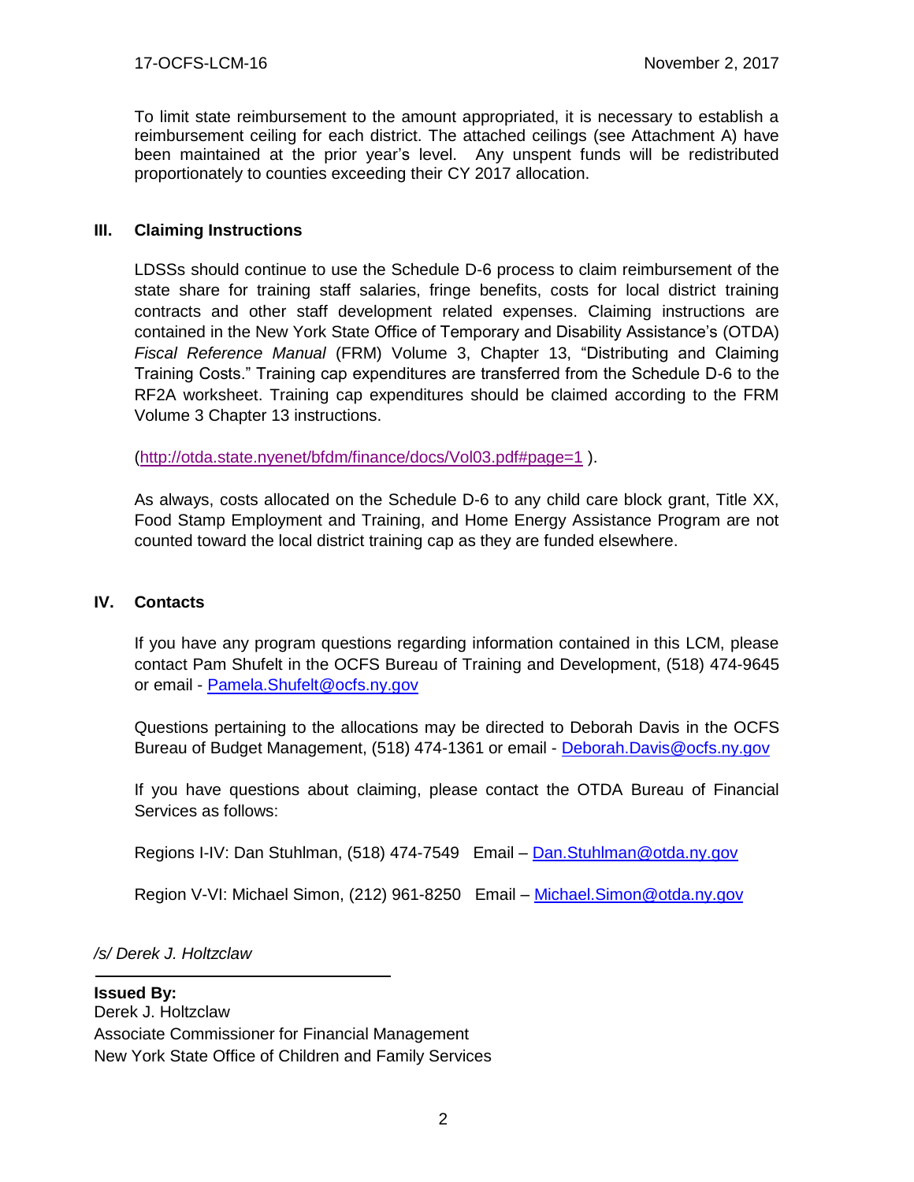To limit state reimbursement to the amount appropriated, it is necessary to establish a reimbursement ceiling for each district. The attached ceilings (see Attachment A) have been maintained at the prior year's level. Any unspent funds will be redistributed proportionately to counties exceeding their CY 2017 allocation.

## III. Claiming Instructions

LDSSs should continue to use the Schedule D-6 process to claim reimbursement of the state share for training staff salaries, fringe benefits, costs for local district training contracts and other staff development related expenses. Claiming instructions are contained in the New York State Office of Temporary and Disability Assistance's (OTDA) *Fiscal Reference Manual* (FRM) Volume 3, Chapter 13, "Distributing and Claiming Training Costs." Training cap expenditures are transferred from the Schedule D-6 to the RF2A worksheet. Training cap expenditures should be claimed according to the FRM Volume 3 Chapter 13 instructions.

(http://otda.state.nyenet/bfdm/finance/docs/Vol03.pdf#page=1 ).

As always, costs allocated on the Schedule D-6 to any child care block grant, Title XX, Food Stamp Employment and Training, and Home Energy Assistance Program are not counted toward the local district training cap as they are funded elsewhere.

## IV. Contacts

If you have any program questions regarding information contained in this LCM, please contact Pam Shufelt in the OCFS Bureau of Training and Development, (518) 474-9645 or email - Pamela.Shufelt@ocfs.ny.gov

Questions pertaining to the allocations may be directed to Deborah Davis in the OCFS Bureau of Budget Management, (518) 474-1361 or email - Deborah.Davis@ocfs.ny.gov

If you have questions about claiming, please contact the OTDA Bureau of Financial Services as follows:

Regions I-IV: Dan Stuhlman, (518) 474-7549 Email – Dan.Stuhlman@otda.ny.gov

Region V-VI: Michael Simon, (212) 961-8250 Email – Michael.Simon@otda.ny.gov

*/s/ Derek J. Holtzclaw*

**Issued By:**
Derek J. Holtzclaw
Associate Commissioner for Financial Management
New York State Office of Children and Family Services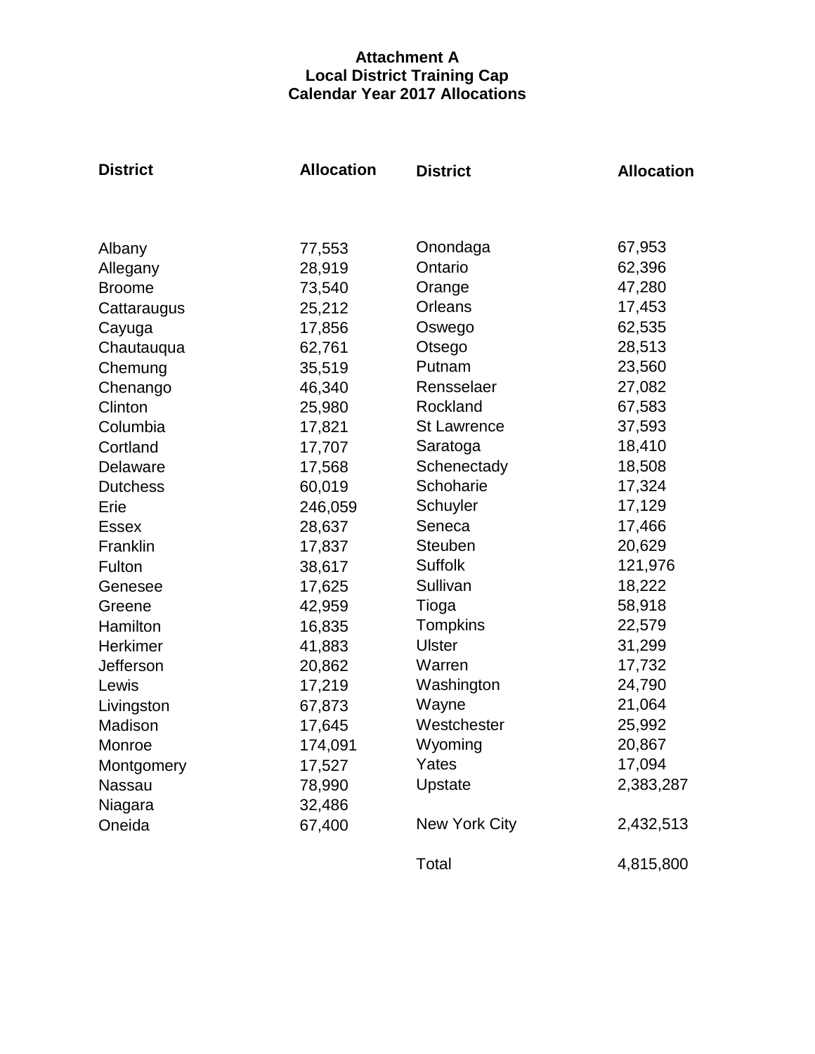**Attachment A**
**Local District Training Cap**
**Calendar Year 2017 Allocations**

| District | Allocation | District | Allocation |
|---|---|---|---|
| Albany | 77,553 | Onondaga | 67,953 |
| Allegany | 28,919 | Ontario | 62,396 |
| Broome | 73,540 | Orange | 47,280 |
| Cattaraugus | 25,212 | Orleans | 17,453 |
| Cayuga | 17,856 | Oswego | 62,535 |
| Chautauqua | 62,761 | Otsego | 28,513 |
| Chemung | 35,519 | Putnam | 23,560 |
| Chenango | 46,340 | Rensselaer | 27,082 |
| Clinton | 25,980 | Rockland | 67,583 |
| Columbia | 17,821 | St Lawrence | 37,593 |
| Cortland | 17,707 | Saratoga | 18,410 |
| Delaware | 17,568 | Schenectady | 18,508 |
| Dutchess | 60,019 | Schoharie | 17,324 |
| Erie | 246,059 | Schuyler | 17,129 |
| Essex | 28,637 | Seneca | 17,466 |
| Franklin | 17,837 | Steuben | 20,629 |
| Fulton | 38,617 | Suffolk | 121,976 |
| Genesee | 17,625 | Sullivan | 18,222 |
| Greene | 42,959 | Tioga | 58,918 |
| Hamilton | 16,835 | Tompkins | 22,579 |
| Herkimer | 41,883 | Ulster | 31,299 |
| Jefferson | 20,862 | Warren | 17,732 |
| Lewis | 17,219 | Washington | 24,790 |
| Livingston | 67,873 | Wayne | 21,064 |
| Madison | 17,645 | Westchester | 25,992 |
| Monroe | 174,091 | Wyoming | 20,867 |
| Montgomery | 17,527 | Yates | 17,094 |
| Nassau | 78,990 | Upstate | 2,383,287 |
| Niagara | 32,486 | | |
| Oneida | 67,400 | New York City | 2,432,513 |
| | | Total | 4,815,800 |